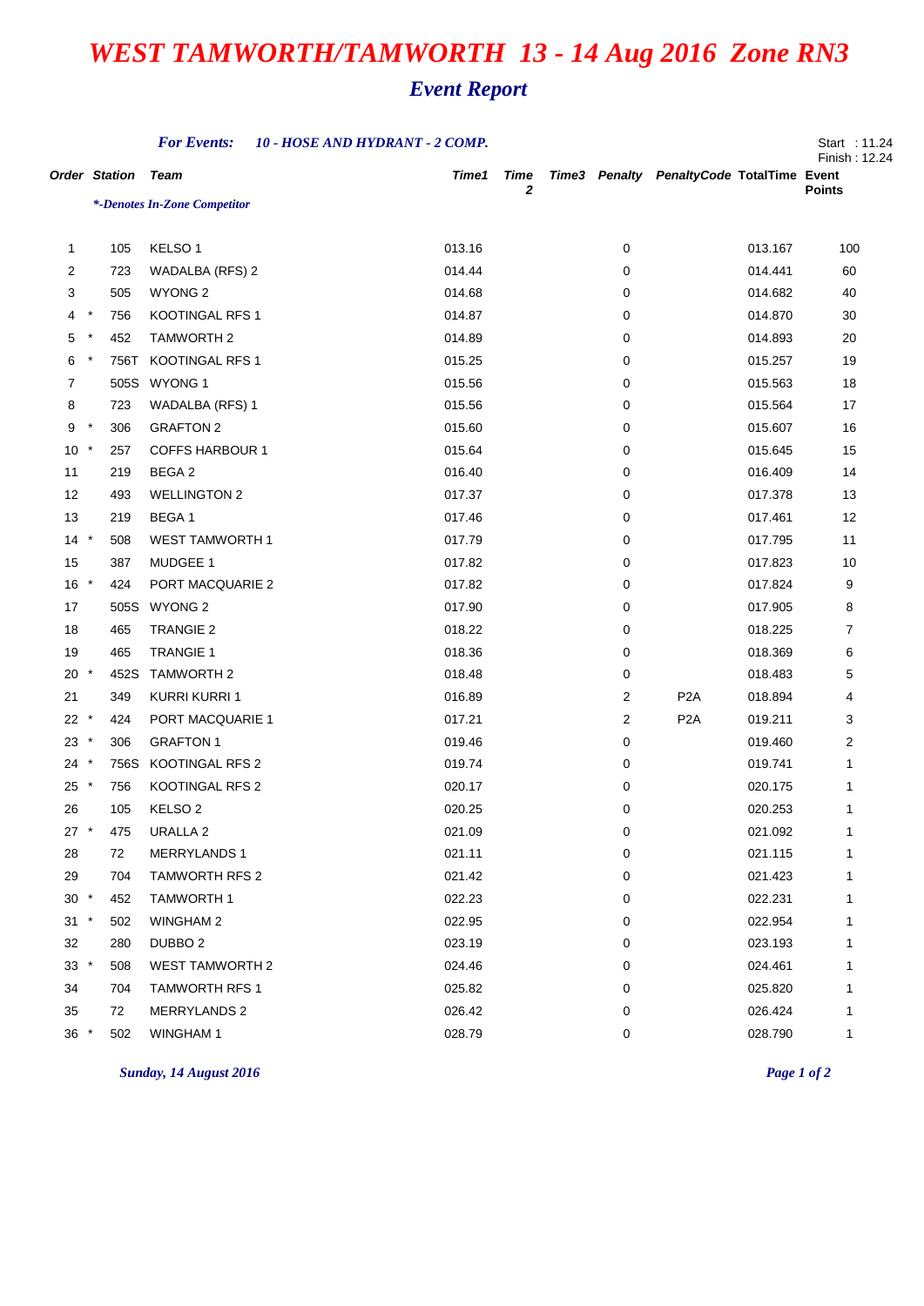# *WEST TAMWORTH/TAMWORTH 13 - 14 Aug 2016 Zone RN3*

## *Event Report*

***For Events:*** ***10 - HOSE AND HYDRANT - 2 COMP.***

Start : 11.24
Finish : 12.24

*\*-Denotes In-Zone Competitor*

| Order | | Station | Team | Time1 | Time 2 | Time3 | Penalty | PenaltyCode | TotalTime | Event Points |
|---|---|---|---|---|---|---|---|---|---|---|
| 1 | | 105 | KELSO 1 | 013.16 | | | 0 | | 013.167 | 100 |
| 2 | | 723 | WADALBA (RFS) 2 | 014.44 | | | 0 | | 014.441 | 60 |
| 3 | | 505 | WYONG 2 | 014.68 | | | 0 | | 014.682 | 40 |
| 4 | * | 756 | KOOTINGAL RFS 1 | 014.87 | | | 0 | | 014.870 | 30 |
| 5 | * | 452 | TAMWORTH 2 | 014.89 | | | 0 | | 014.893 | 20 |
| 6 | * | 756T | KOOTINGAL RFS 1 | 015.25 | | | 0 | | 015.257 | 19 |
| 7 | | 505S | WYONG 1 | 015.56 | | | 0 | | 015.563 | 18 |
| 8 | | 723 | WADALBA (RFS) 1 | 015.56 | | | 0 | | 015.564 | 17 |
| 9 | * | 306 | GRAFTON 2 | 015.60 | | | 0 | | 015.607 | 16 |
| 10 | * | 257 | COFFS HARBOUR 1 | 015.64 | | | 0 | | 015.645 | 15 |
| 11 | | 219 | BEGA 2 | 016.40 | | | 0 | | 016.409 | 14 |
| 12 | | 493 | WELLINGTON 2 | 017.37 | | | 0 | | 017.378 | 13 |
| 13 | | 219 | BEGA 1 | 017.46 | | | 0 | | 017.461 | 12 |
| 14 | * | 508 | WEST TAMWORTH 1 | 017.79 | | | 0 | | 017.795 | 11 |
| 15 | | 387 | MUDGEE 1 | 017.82 | | | 0 | | 017.823 | 10 |
| 16 | * | 424 | PORT MACQUARIE 2 | 017.82 | | | 0 | | 017.824 | 9 |
| 17 | | 505S | WYONG 2 | 017.90 | | | 0 | | 017.905 | 8 |
| 18 | | 465 | TRANGIE 2 | 018.22 | | | 0 | | 018.225 | 7 |
| 19 | | 465 | TRANGIE 1 | 018.36 | | | 0 | | 018.369 | 6 |
| 20 | * | 452S | TAMWORTH 2 | 018.48 | | | 0 | | 018.483 | 5 |
| 21 | | 349 | KURRI KURRI 1 | 016.89 | | | 2 | P2A | 018.894 | 4 |
| 22 | * | 424 | PORT MACQUARIE 1 | 017.21 | | | 2 | P2A | 019.211 | 3 |
| 23 | * | 306 | GRAFTON 1 | 019.46 | | | 0 | | 019.460 | 2 |
| 24 | * | 756S | KOOTINGAL RFS 2 | 019.74 | | | 0 | | 019.741 | 1 |
| 25 | * | 756 | KOOTINGAL RFS 2 | 020.17 | | | 0 | | 020.175 | 1 |
| 26 | | 105 | KELSO 2 | 020.25 | | | 0 | | 020.253 | 1 |
| 27 | * | 475 | URALLA 2 | 021.09 | | | 0 | | 021.092 | 1 |
| 28 | | 72 | MERRYLANDS 1 | 021.11 | | | 0 | | 021.115 | 1 |
| 29 | | 704 | TAMWORTH RFS 2 | 021.42 | | | 0 | | 021.423 | 1 |
| 30 | * | 452 | TAMWORTH 1 | 022.23 | | | 0 | | 022.231 | 1 |
| 31 | * | 502 | WINGHAM 2 | 022.95 | | | 0 | | 022.954 | 1 |
| 32 | | 280 | DUBBO 2 | 023.19 | | | 0 | | 023.193 | 1 |
| 33 | * | 508 | WEST TAMWORTH 2 | 024.46 | | | 0 | | 024.461 | 1 |
| 34 | | 704 | TAMWORTH RFS 1 | 025.82 | | | 0 | | 025.820 | 1 |
| 35 | | 72 | MERRYLANDS 2 | 026.42 | | | 0 | | 026.424 | 1 |
| 36 | * | 502 | WINGHAM 1 | 028.79 | | | 0 | | 028.790 | 1 |

*Sunday, 14 August 2016*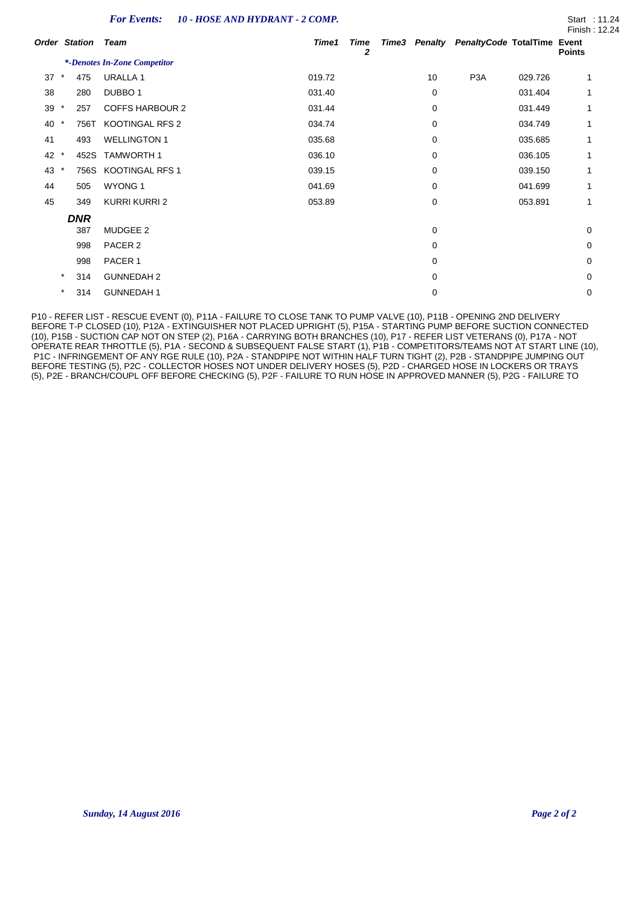*For Events:* ***10 - HOSE AND HYDRANT - 2 COMP.***

Start : 11.24
Finish : 12.24

| Order | | Station | Team | Time1 | Time 2 | Time3 | Penalty | PenaltyCode | TotalTime | Event Points |
|---|---|---|---|---|---|---|---|---|---|---|
| | | | ***\*-Denotes In-Zone Competitor*** | | | | | | | |
| 37 | * | 475 | URALLA 1 | 019.72 | | | 10 | P3A | 029.726 | 1 |
| 38 | | 280 | DUBBO 1 | 031.40 | | | 0 | | 031.404 | 1 |
| 39 | * | 257 | COFFS HARBOUR 2 | 031.44 | | | 0 | | 031.449 | 1 |
| 40 | * | 756T | KOOTINGAL RFS 2 | 034.74 | | | 0 | | 034.749 | 1 |
| 41 | | 493 | WELLINGTON 1 | 035.68 | | | 0 | | 035.685 | 1 |
| 42 | * | 452S | TAMWORTH 1 | 036.10 | | | 0 | | 036.105 | 1 |
| 43 | * | 756S | KOOTINGAL RFS 1 | 039.15 | | | 0 | | 039.150 | 1 |
| 44 | | 505 | WYONG 1 | 041.69 | | | 0 | | 041.699 | 1 |
| 45 | | 349 | KURRI KURRI 2 | 053.89 | | | 0 | | 053.891 | 1 |
| | | ***DNR*** | | | | | | | | |
| | | 387 | MUDGEE 2 | | | | 0 | | | 0 |
| | | 998 | PACER 2 | | | | 0 | | | 0 |
| | | 998 | PACER 1 | | | | 0 | | | 0 |
| | * | 314 | GUNNEDAH 2 | | | | 0 | | | 0 |
| | * | 314 | GUNNEDAH 1 | | | | 0 | | | 0 |

P10 - REFER LIST - RESCUE EVENT (0), P11A - FAILURE TO CLOSE TANK TO PUMP VALVE (10), P11B - OPENING 2ND DELIVERY BEFORE T-P CLOSED (10), P12A - EXTINGUISHER NOT PLACED UPRIGHT (5), P15A - STARTING PUMP BEFORE SUCTION CONNECTED (10), P15B - SUCTION CAP NOT ON STEP (2), P16A - CARRYING BOTH BRANCHES (10), P17 - REFER LIST VETERANS (0), P17A - NOT OPERATE REAR THROTTLE (5), P1A - SECOND & SUBSEQUENT FALSE START (1), P1B - COMPETITORS/TEAMS NOT AT START LINE (10), P1C - INFRINGEMENT OF ANY RGE RULE (10), P2A - STANDPIPE NOT WITHIN HALF TURN TIGHT (2), P2B - STANDPIPE JUMPING OUT BEFORE TESTING (5), P2C - COLLECTOR HOSES NOT UNDER DELIVERY HOSES (5), P2D - CHARGED HOSE IN LOCKERS OR TRAYS (5), P2E - BRANCH/COUPL OFF BEFORE CHECKING (5), P2F - FAILURE TO RUN HOSE IN APPROVED MANNER (5), P2G - FAILURE TO

*Sunday, 14 August 2016*